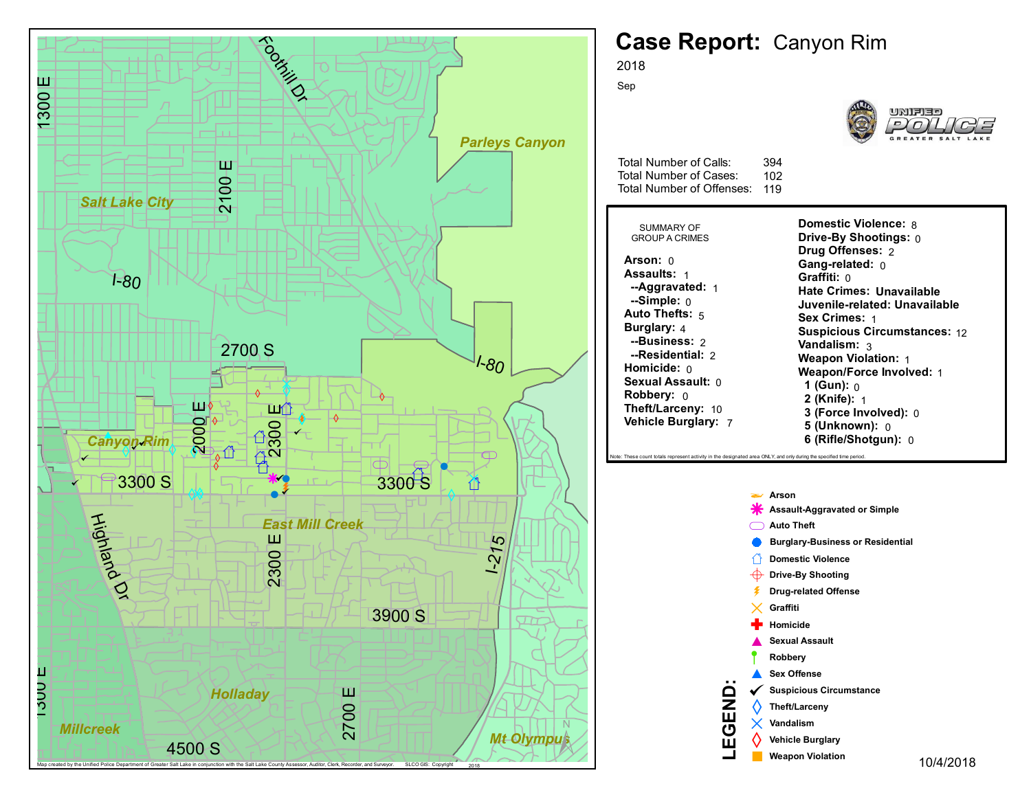# Case Report: Canyon Rim

2018

Sep

Total Number of Calls: 394
Total Number of Cases: 102
Total Number of Offenses: 119

SUMMARY OF GROUP A CRIMES

**Arson:** 0
**Assaults:** 1
**--Aggravated:** 1
**--Simple:** 0
**Auto Thefts:** 5
**Burglary:** 4
**--Business:** 2
**--Residential:** 2
**Homicide:** 0
**Sexual Assault:** 0
**Robbery:** 0
**Theft/Larceny:** 10
**Vehicle Burglary:** 7

**Domestic Violence:** 8
**Drive-By Shootings:** 0
**Drug Offenses:** 2
**Gang-related:** 0
**Graffiti:** 0
**Hate Crimes:** Unavailable
**Juvenile-related:** Unavailable
**Sex Crimes:** 1
**Suspicious Circumstances:** 12
**Vandalism:** 3
**Weapon Violation:** 1
**Weapon/Force Involved:** 1
**1 (Gun):** 0
**2 (Knife):** 1
**3 (Force Involved):** 0
**5 (Unknown):** 0
**6 (Rifle/Shotgun):** 0

Note: These count totals represent activity in the designated area ONLY, and only during the specified time period.

**LEGEND:**

- Arson
- Assault-Aggravated or Simple
- Auto Theft
- Burglary-Business or Residential
- Domestic Violence
- Drive-By Shooting
- Drug-related Offense
- Graffiti
- Homicide
- Sexual Assault
- Robbery
- Sex Offense
- Suspicious Circumstance
- Theft/Larceny
- Vandalism
- Vehicle Burglary
- Weapon Violation

10/4/2018

Map created by the Unified Police Department of Greater Salt Lake in conjunction with the Salt Lake County Assessor, Auditor, Clerk, Recorder, and Surveyor. SLCO GIS: Copyright 2018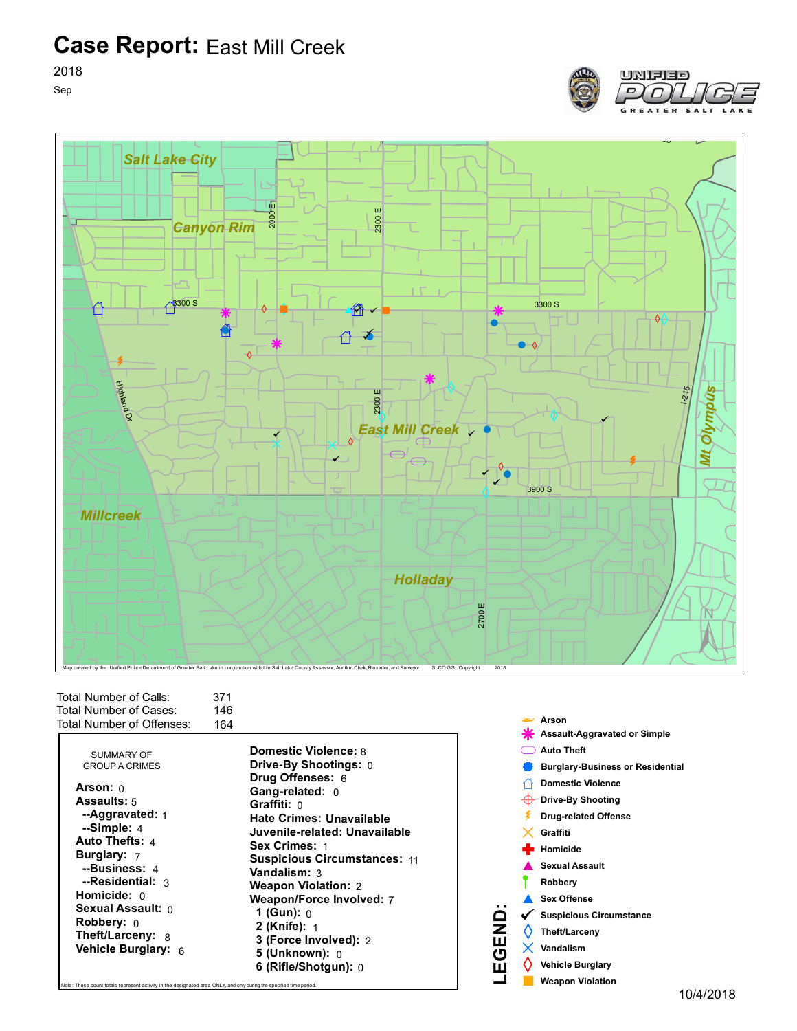# Case Report: East Mill Creek

2018

Sep

Map created by the Unified Police Department of Greater Salt Lake in conjunction with the Salt Lake County Assessor, Auditor, Clerk, Recorder, and Surveyor. SLCO GIS: Copyright 2018

Total Number of Calls: 371
Total Number of Cases: 146
Total Number of Offenses: 164

SUMMARY OF GROUP A CRIMES

**Arson:** 0
**Assaults:** 5
  **--Aggravated:** 1
  **--Simple:** 4
**Auto Thefts:** 4
**Burglary:** 7
  **--Business:** 4
  **--Residential:** 3
**Homicide:** 0
**Sexual Assault:** 0
**Robbery:** 0
**Theft/Larceny:** 8
**Vehicle Burglary:** 6

**Domestic Violence:** 8
**Drive-By Shootings:** 0
**Drug Offenses:** 6
**Gang-related:** 0
**Graffiti:** 0
**Hate Crimes:** Unavailable
**Juvenile-related:** Unavailable
**Sex Crimes:** 1
**Suspicious Circumstances:** 11
**Vandalism:** 3
**Weapon Violation:** 2
**Weapon/Force Involved:** 7
  **1 (Gun):** 0
  **2 (Knife):** 1
  **3 (Force Involved):** 2
  **5 (Unknown):** 0
  **6 (Rifle/Shotgun):** 0

Note: These count totals represent activity in the designated area ONLY, and only during the specified time period.

**LEGEND:**

- Arson
- Assault-Aggravated or Simple
- Auto Theft
- Burglary-Business or Residential
- Domestic Violence
- Drive-By Shooting
- Drug-related Offense
- Graffiti
- Homicide
- Sexual Assault
- Robbery
- Sex Offense
- Suspicious Circumstance
- Theft/Larceny
- Vandalism
- Vehicle Burglary
- Weapon Violation

10/4/2018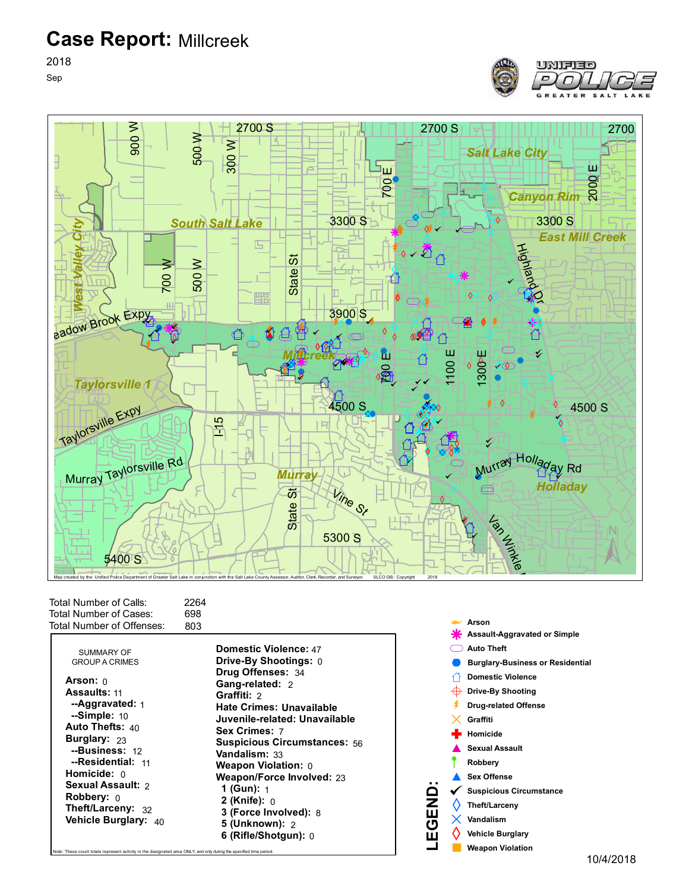# Case Report: Millcreek

2018

Sep

UNIFIED POLICE GREATER SALT LAKE

Map created by the Unified Police Department of Greater Salt Lake in conjunction with the Salt Lake County Assessor, Auditor, Clerk, Recorder, and Surveyor. SLCO GIS: Copyright 2018

| | |
|---|---|
| Total Number of Calls: | 2264 |
| Total Number of Cases: | 698 |
| Total Number of Offenses: | 803 |

SUMMARY OF GROUP A CRIMES

**Arson:** 0
**Assaults:** 11
**--Aggravated:** 1
**--Simple:** 10
**Auto Thefts:** 40
**Burglary:** 23
**--Business:** 12
**--Residential:** 11
**Homicide:** 0
**Sexual Assault:** 2
**Robbery:** 0
**Theft/Larceny:** 32
**Vehicle Burglary:** 40

**Domestic Violence:** 47
**Drive-By Shootings:** 0
**Drug Offenses:** 34
**Gang-related:** 2
**Graffiti:** 2
**Hate Crimes: Unavailable**
**Juvenile-related: Unavailable**
**Sex Crimes:** 7
**Suspicious Circumstances:** 56
**Vandalism:** 33
**Weapon Violation:** 0
**Weapon/Force Involved:** 23
**1 (Gun):** 1
**2 (Knife):** 0
**3 (Force Involved):** 8
**5 (Unknown):** 2
**6 (Rifle/Shotgun):** 0

Note: These count totals represent activity in the designated area ONLY, and only during the specified time period.

**LEGEND:**

- Arson
- Assault-Aggravated or Simple
- Auto Theft
- Burglary-Business or Residential
- Domestic Violence
- Drive-By Shooting
- Drug-related Offense
- Graffiti
- Homicide
- Sexual Assault
- Robbery
- Sex Offense
- Suspicious Circumstance
- Theft/Larceny
- Vandalism
- Vehicle Burglary
- Weapon Violation

10/4/2018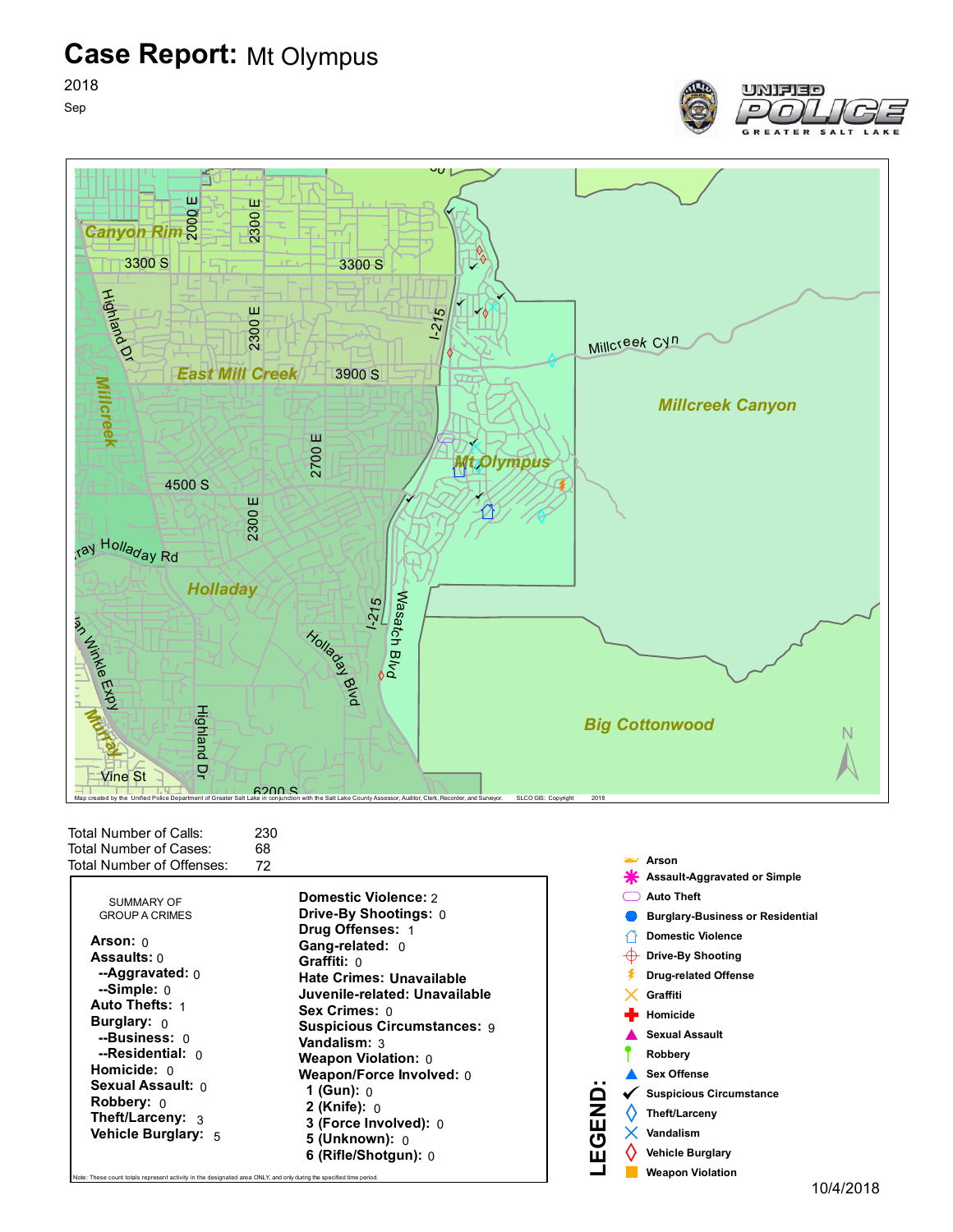# Case Report: Mt Olympus

2018

Sep

Canyon Rim
2000 E
2300 E
3300 S
3300 S
Highland Dr
2300 E
I-215
Millcreek Cyn
East Mill Creek
3900 S
Millcreek Canyon
Millcreek
2700 E
Mt Olympus
4500 S
2300 E
Holladay Rd
Holladay
I-215
Wasatch Blvd
Holladay Blvd
Van Winkle Expy
Murray
Highland Dr
Big Cottonwood
Vine St
6200 S
N

Map created by the Unified Police Department of Greater Salt Lake in conjunction with the Salt Lake County Assessor, Auditor, Clerk, Recorder, and Surveyor. SLCO GIS: Copyright 2018

Total Number of Calls: 230
Total Number of Cases: 68
Total Number of Offenses: 72

SUMMARY OF GROUP A CRIMES

**Arson:** 0
**Assaults:** 0
- **--Aggravated:** 0
- **--Simple:** 0

**Auto Thefts:** 1
**Burglary:** 0
- **--Business:** 0
- **--Residential:** 0

**Homicide:** 0
**Sexual Assault:** 0
**Robbery:** 0
**Theft/Larceny:** 3
**Vehicle Burglary:** 5

**Domestic Violence:** 2
**Drive-By Shootings:** 0
**Drug Offenses:** 1
**Gang-related:** 0
**Graffiti:** 0
**Hate Crimes:** Unavailable
**Juvenile-related:** Unavailable
**Sex Crimes:** 0
**Suspicious Circumstances:** 9
**Vandalism:** 3
**Weapon Violation:** 0
**Weapon/Force Involved:** 0
- **1 (Gun):** 0
- **2 (Knife):** 0
- **3 (Force Involved):** 0
- **5 (Unknown):** 0
- **6 (Rifle/Shotgun):** 0

Note: These count totals represent activity in the designated area ONLY, and only during the specified time period.

**LEGEND:**
- Arson
- Assault-Aggravated or Simple
- Auto Theft
- Burglary-Business or Residential
- Domestic Violence
- Drive-By Shooting
- Drug-related Offense
- Graffiti
- Homicide
- Sexual Assault
- Robbery
- Sex Offense
- Suspicious Circumstance
- Theft/Larceny
- Vandalism
- Vehicle Burglary
- Weapon Violation

10/4/2018